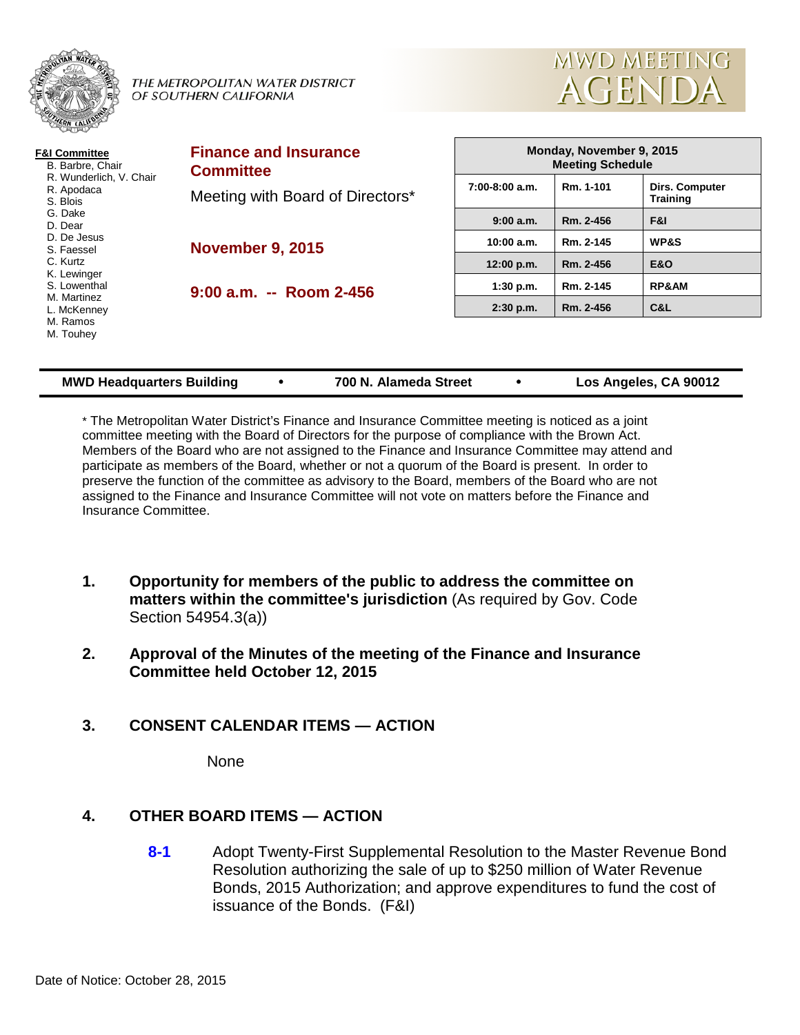THE METROPOLITAN WATER DISTRICT OF SOUTHERN CALIFORNIA

# MWD MEETING AGENDA

**F&I Committee**
- B. Barbre, Chair
- R. Wunderlich, V. Chair
- R. Apodaca
- S. Blois
- G. Dake
- D. Dear
- D. De Jesus
- S. Faessel
- C. Kurtz
- K. Lewinger
- S. Lowenthal
- M. Martinez
- L. McKenney
- M. Ramos
- M. Touhey

## Finance and Insurance Committee

Meeting with Board of Directors*

**November 9, 2015**

**9:00 a.m. -- Room 2-456**

| Monday, November 9, 2015 Meeting Schedule | | |
|---|---|---|
| 7:00-8:00 a.m. | Rm. 1-101 | Dirs. Computer Training |
| 9:00 a.m. | Rm. 2-456 | F&I |
| 10:00 a.m. | Rm. 2-145 | WP&S |
| 12:00 p.m. | Rm. 2-456 | E&O |
| 1:30 p.m. | Rm. 2-145 | RP&AM |
| 2:30 p.m. | Rm. 2-456 | C&L |

**MWD Headquarters Building • 700 N. Alameda Street • Los Angeles, CA 90012**

* The Metropolitan Water District's Finance and Insurance Committee meeting is noticed as a joint committee meeting with the Board of Directors for the purpose of compliance with the Brown Act. Members of the Board who are not assigned to the Finance and Insurance Committee may attend and participate as members of the Board, whether or not a quorum of the Board is present. In order to preserve the function of the committee as advisory to the Board, members of the Board who are not assigned to the Finance and Insurance Committee will not vote on matters before the Finance and Insurance Committee.

1. **Opportunity for members of the public to address the committee on matters within the committee's jurisdiction** (As required by Gov. Code Section 54954.3(a))

2. **Approval of the Minutes of the meeting of the Finance and Insurance Committee held October 12, 2015**

3. **CONSENT CALENDAR ITEMS — ACTION**

   None

4. **OTHER BOARD ITEMS — ACTION**

   **8-1** Adopt Twenty-First Supplemental Resolution to the Master Revenue Bond Resolution authorizing the sale of up to $250 million of Water Revenue Bonds, 2015 Authorization; and approve expenditures to fund the cost of issuance of the Bonds. (F&I)

Date of Notice: October 28, 2015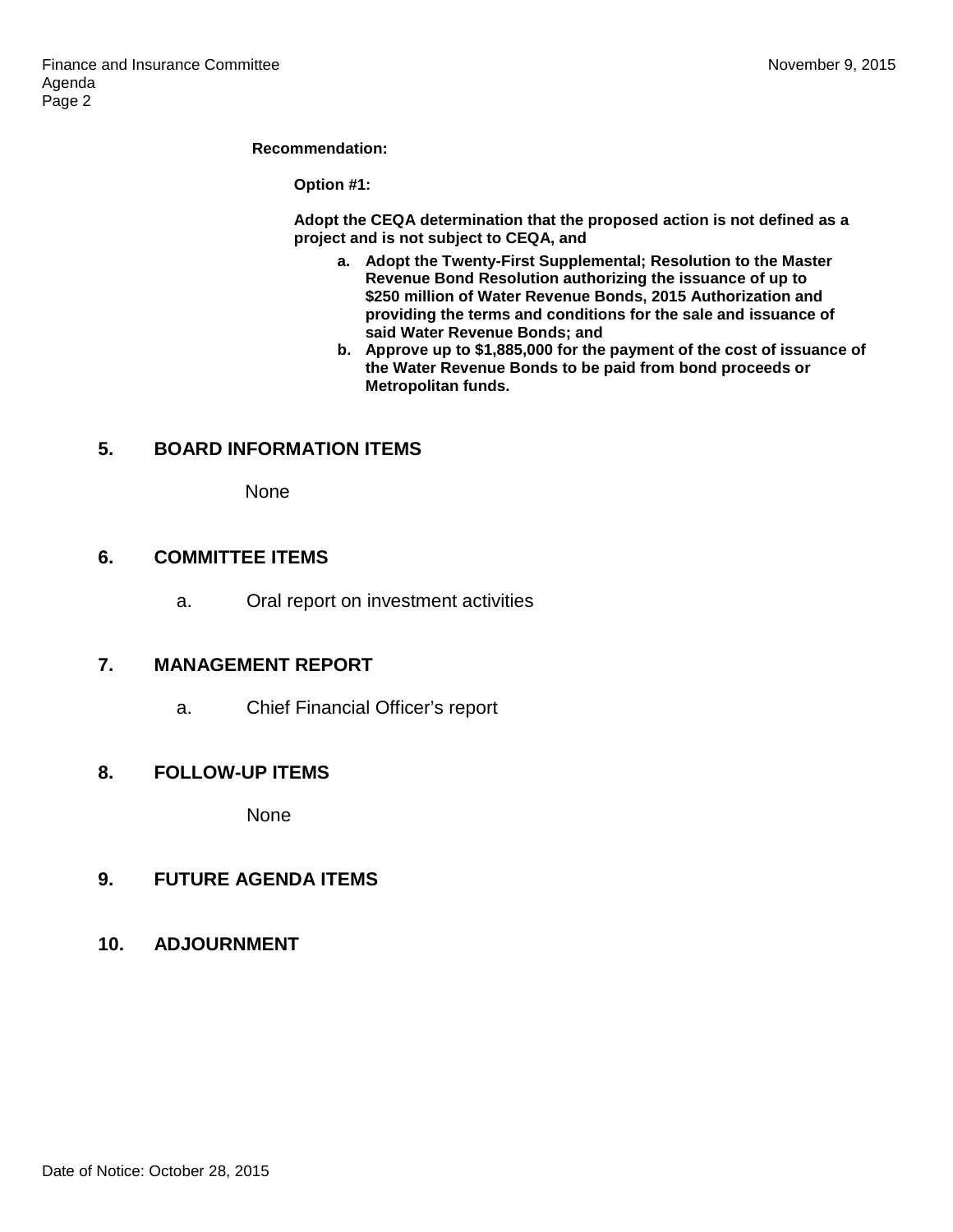**Recommendation:**

**Option #1:**

**Adopt the CEQA determination that the proposed action is not defined as a project and is not subject to CEQA, and**

- **a. Adopt the Twenty-First Supplemental; Resolution to the Master Revenue Bond Resolution authorizing the issuance of up to $250 million of Water Revenue Bonds, 2015 Authorization and providing the terms and conditions for the sale and issuance of said Water Revenue Bonds; and**
- **b. Approve up to $1,885,000 for the payment of the cost of issuance of the Water Revenue Bonds to be paid from bond proceeds or Metropolitan funds.**

## 5. BOARD INFORMATION ITEMS

None

## 6. COMMITTEE ITEMS

a. Oral report on investment activities

## 7. MANAGEMENT REPORT

a. Chief Financial Officer's report

## 8. FOLLOW-UP ITEMS

None

## 9. FUTURE AGENDA ITEMS

## 10. ADJOURNMENT

Date of Notice: October 28, 2015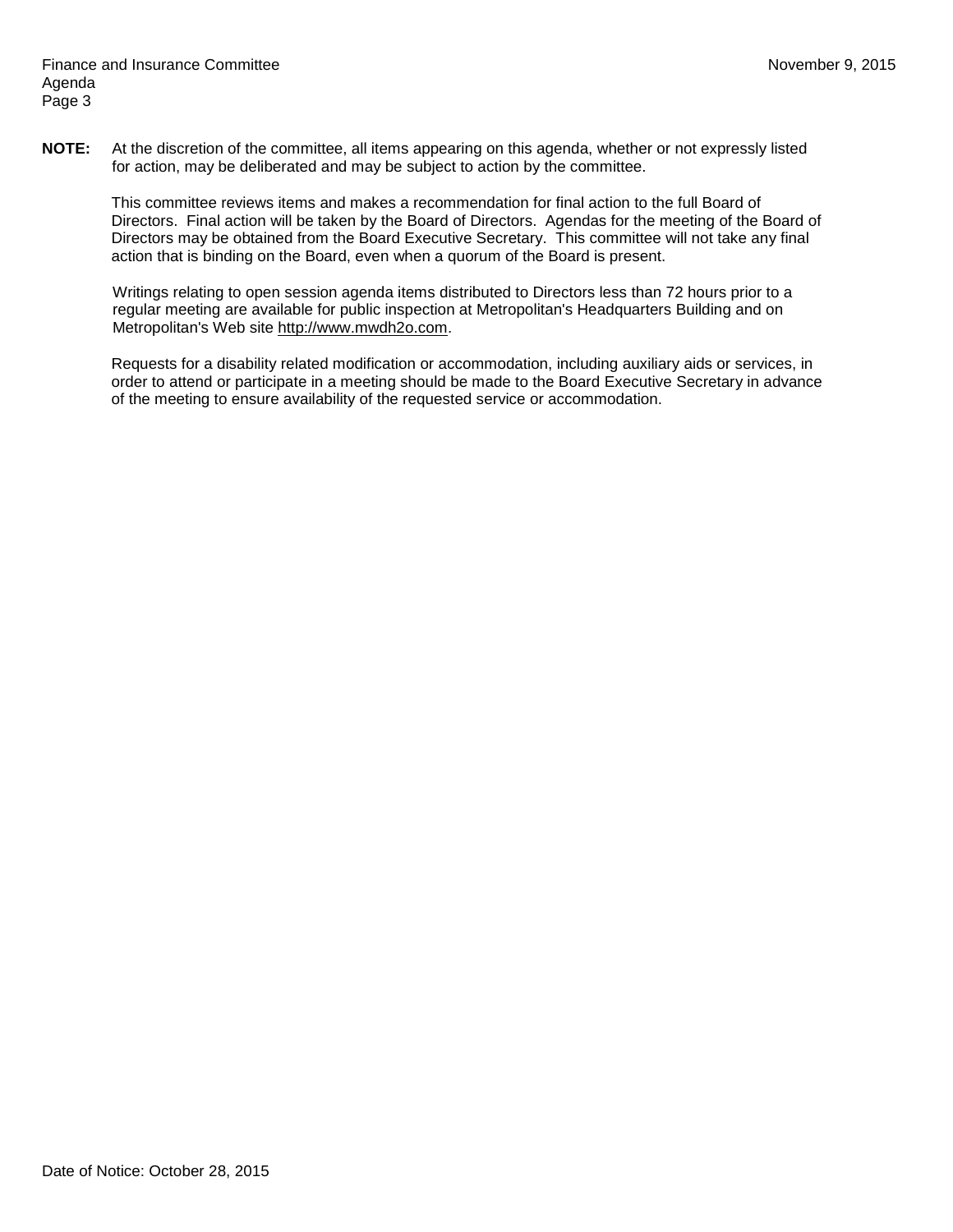**NOTE:** At the discretion of the committee, all items appearing on this agenda, whether or not expressly listed for action, may be deliberated and may be subject to action by the committee.

This committee reviews items and makes a recommendation for final action to the full Board of Directors. Final action will be taken by the Board of Directors. Agendas for the meeting of the Board of Directors may be obtained from the Board Executive Secretary. This committee will not take any final action that is binding on the Board, even when a quorum of the Board is present.

Writings relating to open session agenda items distributed to Directors less than 72 hours prior to a regular meeting are available for public inspection at Metropolitan's Headquarters Building and on Metropolitan's Web site http://www.mwdh2o.com.

Requests for a disability related modification or accommodation, including auxiliary aids or services, in order to attend or participate in a meeting should be made to the Board Executive Secretary in advance of the meeting to ensure availability of the requested service or accommodation.

Date of Notice: October 28, 2015